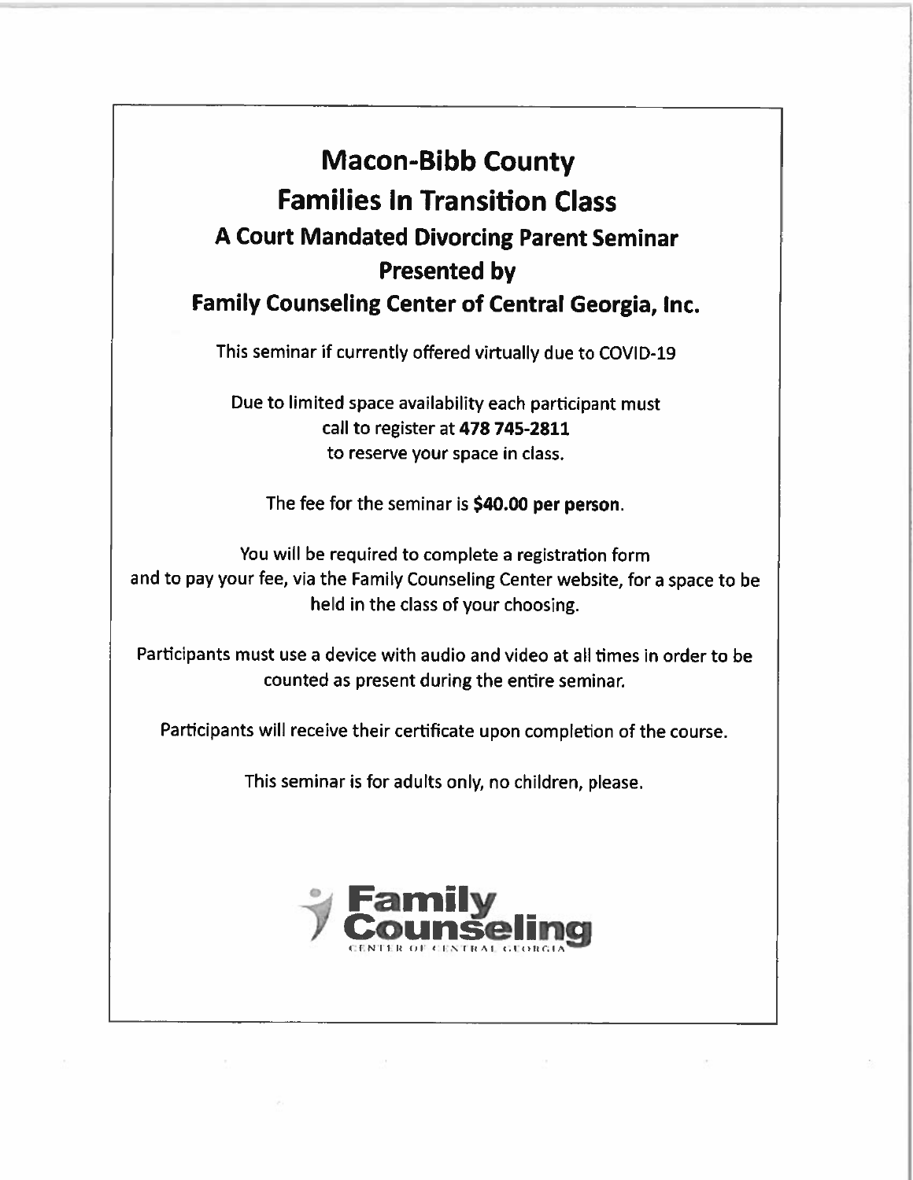# Macon-Bibb County

# Families In Transition Class

## A Court Mandated Divorcing Parent Seminar

## Presented by

## Family Counseling Center of Central Georgia, Inc.

This seminar if currently offered virtually due to COVID-19

Due to limited space availability each participant must call to register at **478 745-2811** to reserve your space in class.

The fee for the seminar is **$40.00 per person**.

You will be required to complete a registration form and to pay your fee, via the Family Counseling Center website, for a space to be held in the class of your choosing.

Participants must use a device with audio and video at all times in order to be counted as present during the entire seminar.

Participants will receive their certificate upon completion of the course.

This seminar is for adults only, no children, please.

Family Counseling
CENTER OF CENTRAL GEORGIA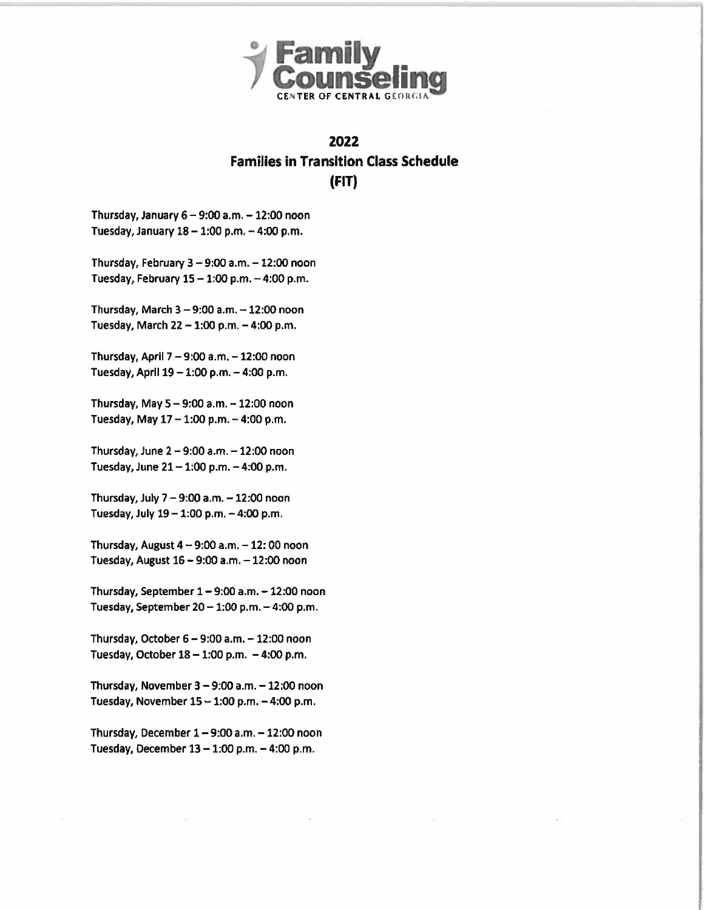Family Counseling
CENTER OF CENTRAL GEORGIA

## 2022
## Families in Transition Class Schedule
## (FIT)

**Thursday, January 6 – 9:00 a.m. – 12:00 noon**
**Tuesday, January 18 – 1:00 p.m. – 4:00 p.m.**

**Thursday, February 3 – 9:00 a.m. – 12:00 noon**
**Tuesday, February 15 – 1:00 p.m. – 4:00 p.m.**

**Thursday, March 3 – 9:00 a.m. – 12:00 noon**
**Tuesday, March 22 – 1:00 p.m. – 4:00 p.m.**

**Thursday, April 7 – 9:00 a.m. – 12:00 noon**
**Tuesday, April 19 – 1:00 p.m. – 4:00 p.m.**

**Thursday, May 5 – 9:00 a.m. – 12:00 noon**
**Tuesday, May 17 – 1:00 p.m. – 4:00 p.m.**

**Thursday, June 2 – 9:00 a.m. – 12:00 noon**
**Tuesday, June 21 – 1:00 p.m. – 4:00 p.m.**

**Thursday, July 7 – 9:00 a.m. – 12:00 noon**
**Tuesday, July 19 – 1:00 p.m. – 4:00 p.m.**

**Thursday, August 4 – 9:00 a.m. – 12: 00 noon**
**Tuesday, August 16 – 9:00 a.m. – 12:00 noon**

**Thursday, September 1 – 9:00 a.m. – 12:00 noon**
**Tuesday, September 20 – 1:00 p.m. – 4:00 p.m.**

**Thursday, October 6 – 9:00 a.m. – 12:00 noon**
**Tuesday, October 18 – 1:00 p.m. – 4:00 p.m.**

**Thursday, November 3 – 9:00 a.m. – 12:00 noon**
**Tuesday, November 15 – 1:00 p.m. – 4:00 p.m.**

**Thursday, December 1 – 9:00 a.m. – 12:00 noon**
**Tuesday, December 13 – 1:00 p.m. – 4:00 p.m.**